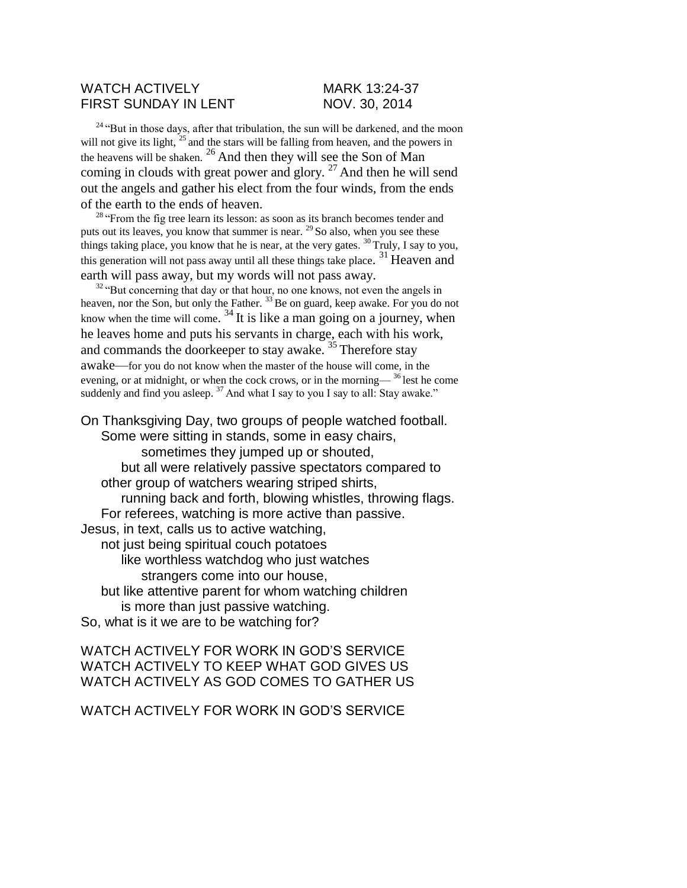WATCH ACTIVELY  MARK 13:24-37
FIRST SUNDAY IN LENT  NOV. 30, 2014

[24] "But in those days, after that tribulation, the sun will be darkened, and the moon will not give its light, [25] and the stars will be falling from heaven, and the powers in the heavens will be shaken. [26] And then they will see the Son of Man coming in clouds with great power and glory. [27] And then he will send out the angels and gather his elect from the four winds, from the ends of the earth to the ends of heaven.

[28] "From the fig tree learn its lesson: as soon as its branch becomes tender and puts out its leaves, you know that summer is near. [29] So also, when you see these things taking place, you know that he is near, at the very gates. [30] Truly, I say to you, this generation will not pass away until all these things take place. [31] Heaven and earth will pass away, but my words will not pass away.

[32] "But concerning that day or that hour, no one knows, not even the angels in heaven, nor the Son, but only the Father. [33] Be on guard, keep awake. For you do not know when the time will come. [34] It is like a man going on a journey, when he leaves home and puts his servants in charge, each with his work, and commands the doorkeeper to stay awake. [35] Therefore stay awake—for you do not know when the master of the house will come, in the evening, or at midnight, or when the cock crows, or in the morning— [36] lest he come suddenly and find you asleep. [37] And what I say to you I say to all: Stay awake."

On Thanksgiving Day, two groups of people watched football.
Some were sitting in stands, some in easy chairs,
sometimes they jumped up or shouted,
but all were relatively passive spectators compared to
other group of watchers wearing striped shirts,
running back and forth, blowing whistles, throwing flags.
For referees, watching is more active than passive.
Jesus, in text, calls us to active watching,
not just being spiritual couch potatoes
like worthless watchdog who just watches
strangers come into our house,
but like attentive parent for whom watching children
is more than just passive watching.
So, what is it we are to be watching for?

WATCH ACTIVELY FOR WORK IN GOD'S SERVICE
WATCH ACTIVELY TO KEEP WHAT GOD GIVES US
WATCH ACTIVELY AS GOD COMES TO GATHER US

WATCH ACTIVELY FOR WORK IN GOD'S SERVICE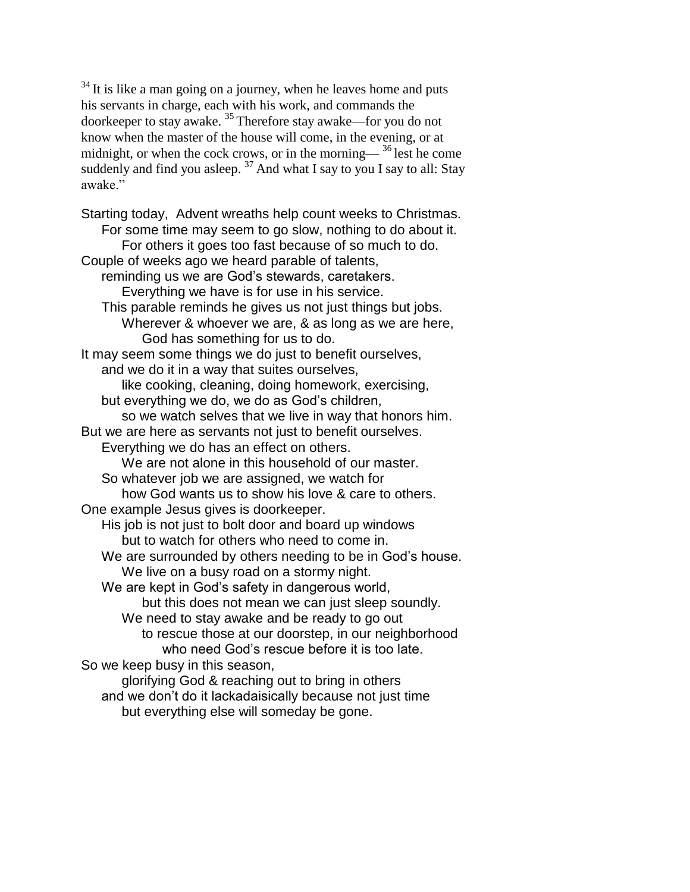[34] It is like a man going on a journey, when he leaves home and puts his servants in charge, each with his work, and commands the doorkeeper to stay awake. [35] Therefore stay awake—for you do not know when the master of the house will come, in the evening, or at midnight, or when the cock crows, or in the morning— [36] lest he come suddenly and find you asleep. [37] And what I say to you I say to all: Stay awake."

Starting today, Advent wreaths help count weeks to Christmas.
    For some time may seem to go slow, nothing to do about it.
        For others it goes too fast because of so much to do.
Couple of weeks ago we heard parable of talents,
    reminding us we are God's stewards, caretakers.
        Everything we have is for use in his service.
    This parable reminds he gives us not just things but jobs.
        Wherever & whoever we are, & as long as we are here,
            God has something for us to do.
It may seem some things we do just to benefit ourselves,
    and we do it in a way that suites ourselves,
        like cooking, cleaning, doing homework, exercising,
    but everything we do, we do as God's children,
        so we watch selves that we live in way that honors him.
But we are here as servants not just to benefit ourselves.
    Everything we do has an effect on others.
        We are not alone in this household of our master.
    So whatever job we are assigned, we watch for
        how God wants us to show his love & care to others.
One example Jesus gives is doorkeeper.
    His job is not just to bolt door and board up windows
        but to watch for others who need to come in.
    We are surrounded by others needing to be in God's house.
        We live on a busy road on a stormy night.
    We are kept in God's safety in dangerous world,
            but this does not mean we can just sleep soundly.
        We need to stay awake and be ready to go out
            to rescue those at our doorstep, in our neighborhood
                who need God's rescue before it is too late.
So we keep busy in this season,
        glorifying God & reaching out to bring in others
    and we don't do it lackadaisically because not just time
        but everything else will someday be gone.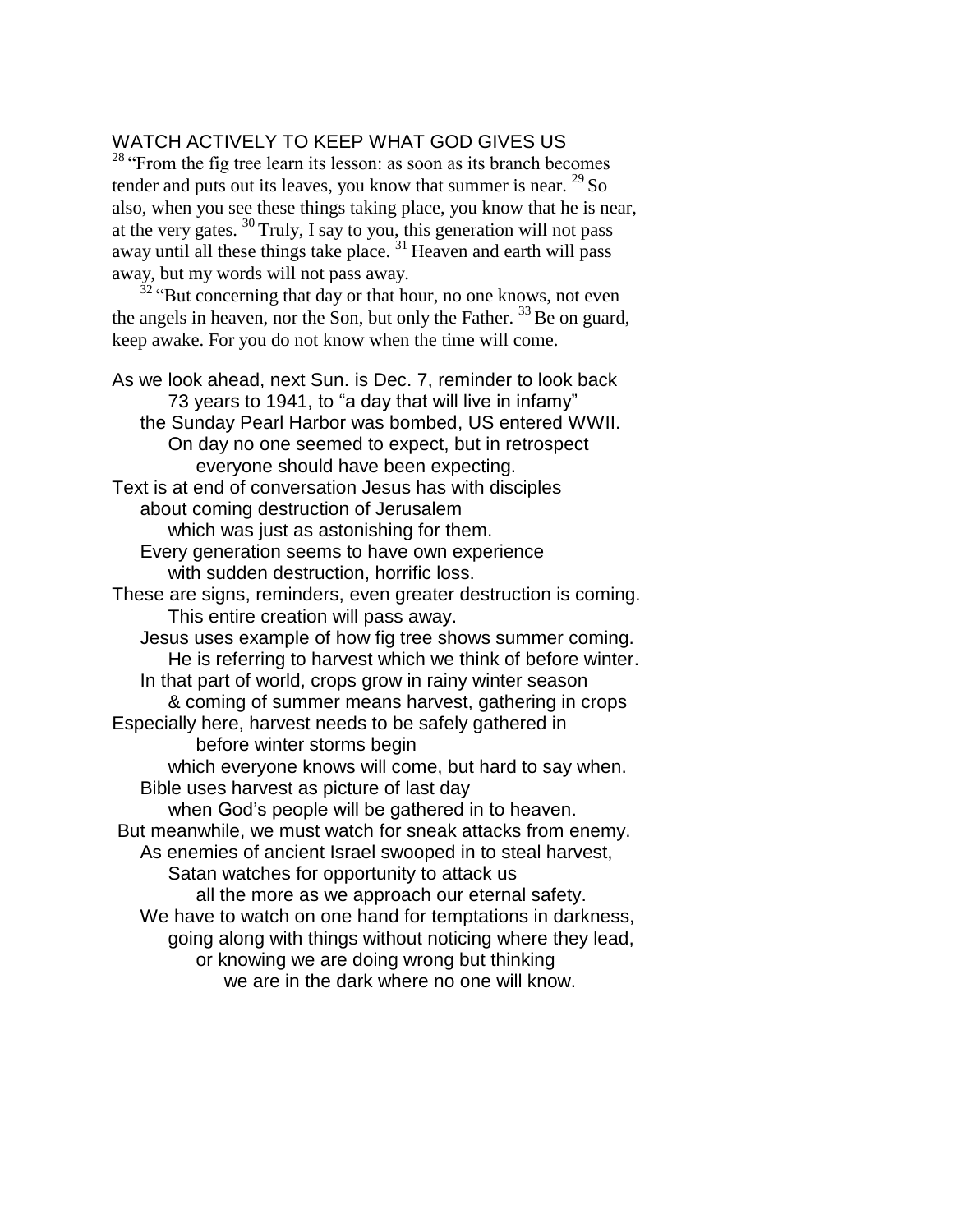## WATCH ACTIVELY TO KEEP WHAT GOD GIVES US

[28] "From the fig tree learn its lesson: as soon as its branch becomes tender and puts out its leaves, you know that summer is near. [29] So also, when you see these things taking place, you know that he is near, at the very gates. [30] Truly, I say to you, this generation will not pass away until all these things take place. [31] Heaven and earth will pass away, but my words will not pass away.

[32] "But concerning that day or that hour, no one knows, not even the angels in heaven, nor the Son, but only the Father. [33] Be on guard, keep awake. For you do not know when the time will come.

As we look ahead, next Sun. is Dec. 7, reminder to look back
73 years to 1941, to "a day that will live in infamy"
the Sunday Pearl Harbor was bombed, US entered WWII.
On day no one seemed to expect, but in retrospect
everyone should have been expecting.
Text is at end of conversation Jesus has with disciples
about coming destruction of Jerusalem
which was just as astonishing for them.
Every generation seems to have own experience
with sudden destruction, horrific loss.
These are signs, reminders, even greater destruction is coming.
This entire creation will pass away.
Jesus uses example of how fig tree shows summer coming.
He is referring to harvest which we think of before winter.
In that part of world, crops grow in rainy winter season
& coming of summer means harvest, gathering in crops
Especially here, harvest needs to be safely gathered in
before winter storms begin
which everyone knows will come, but hard to say when.
Bible uses harvest as picture of last day
when God's people will be gathered in to heaven.
But meanwhile, we must watch for sneak attacks from enemy.
As enemies of ancient Israel swooped in to steal harvest,
Satan watches for opportunity to attack us
all the more as we approach our eternal safety.
We have to watch on one hand for temptations in darkness,
going along with things without noticing where they lead,
or knowing we are doing wrong but thinking
we are in the dark where no one will know.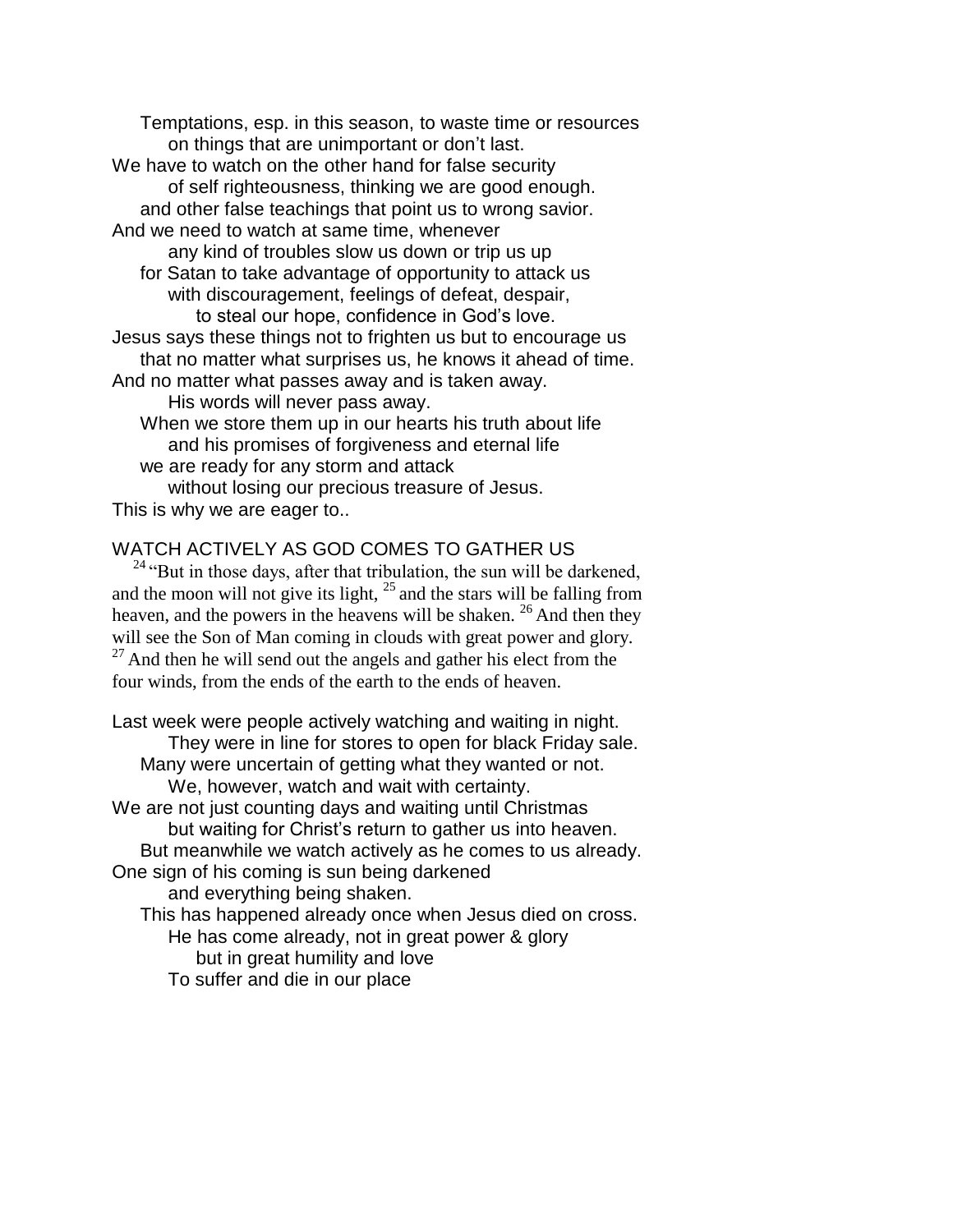Temptations, esp. in this season, to waste time or resources
on things that are unimportant or don't last.

We have to watch on the other hand for false security
of self righteousness, thinking we are good enough.
and other false teachings that point us to wrong savior.

And we need to watch at same time, whenever
any kind of troubles slow us down or trip us up
for Satan to take advantage of opportunity to attack us
with discouragement, feelings of defeat, despair,
to steal our hope, confidence in God's love.

Jesus says these things not to frighten us but to encourage us
that no matter what surprises us, he knows it ahead of time.

And no matter what passes away and is taken away.
His words will never pass away.
When we store them up in our hearts his truth about life
and his promises of forgiveness and eternal life
we are ready for any storm and attack
without losing our precious treasure of Jesus.

This is why we are eager to..

WATCH ACTIVELY AS GOD COMES TO GATHER US

[24] "But in those days, after that tribulation, the sun will be darkened, and the moon will not give its light, [25] and the stars will be falling from heaven, and the powers in the heavens will be shaken. [26] And then they will see the Son of Man coming in clouds with great power and glory. [27] And then he will send out the angels and gather his elect from the four winds, from the ends of the earth to the ends of heaven.

Last week were people actively watching and waiting in night.
They were in line for stores to open for black Friday sale.
Many were uncertain of getting what they wanted or not.
We, however, watch and wait with certainty.

We are not just counting days and waiting until Christmas
but waiting for Christ's return to gather us into heaven.
But meanwhile we watch actively as he comes to us already.

One sign of his coming is sun being darkened
and everything being shaken.
This has happened already once when Jesus died on cross.
He has come already, not in great power & glory
but in great humility and love
To suffer and die in our place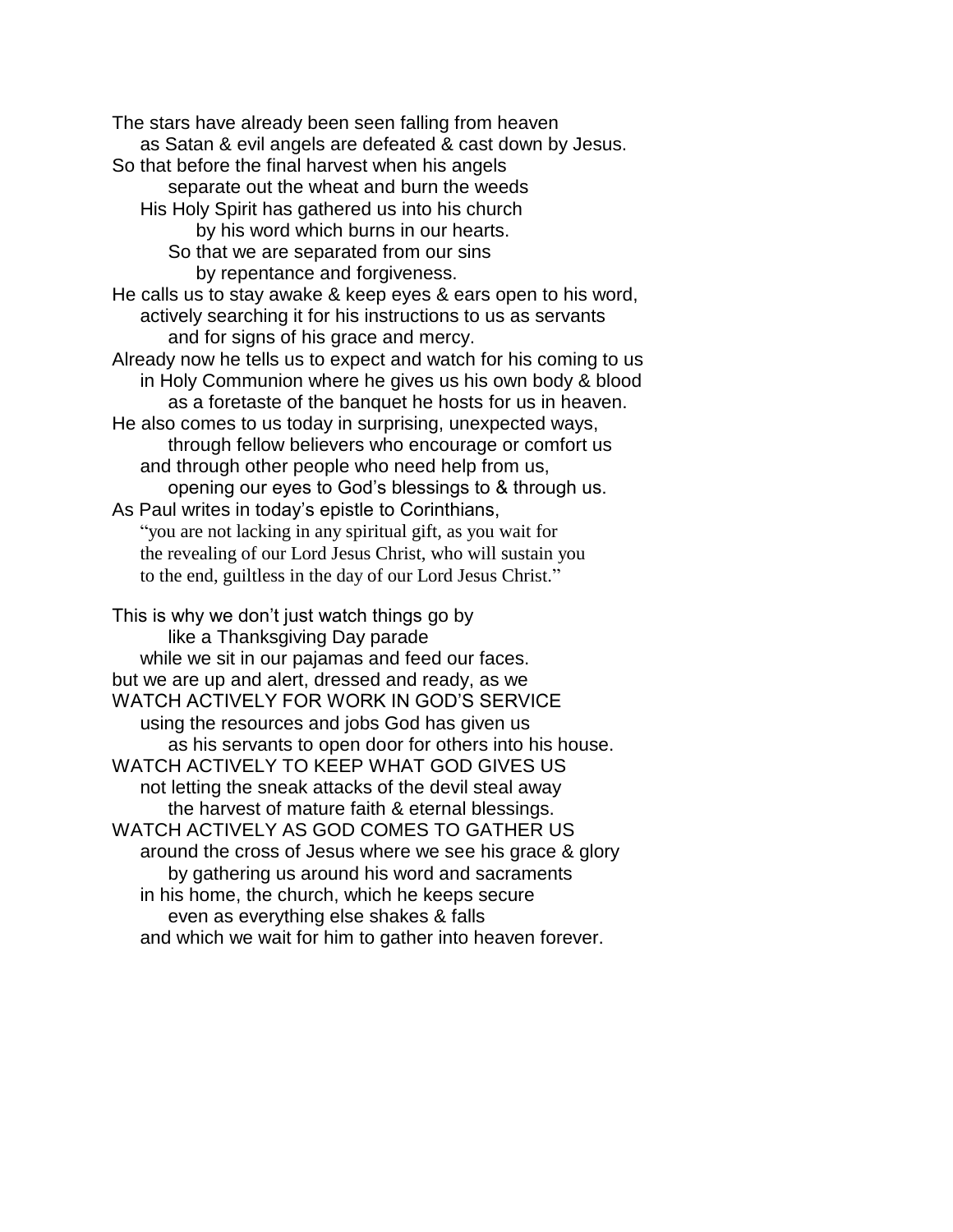The stars have already been seen falling from heaven
as Satan & evil angels are defeated & cast down by Jesus.
So that before the final harvest when his angels
separate out the wheat and burn the weeds
His Holy Spirit has gathered us into his church
by his word which burns in our hearts.
So that we are separated from our sins
by repentance and forgiveness.
He calls us to stay awake & keep eyes & ears open to his word,
actively searching it for his instructions to us as servants
and for signs of his grace and mercy.
Already now he tells us to expect and watch for his coming to us
in Holy Communion where he gives us his own body & blood
as a foretaste of the banquet he hosts for us in heaven.
He also comes to us today in surprising, unexpected ways,
through fellow believers who encourage or comfort us
and through other people who need help from us,
opening our eyes to God's blessings to & through us.
As Paul writes in today's epistle to Corinthians,
"you are not lacking in any spiritual gift, as you wait for
the revealing of our Lord Jesus Christ, who will sustain you
to the end, guiltless in the day of our Lord Jesus Christ."

This is why we don't just watch things go by
like a Thanksgiving Day parade
while we sit in our pajamas and feed our faces.
but we are up and alert, dressed and ready, as we
WATCH ACTIVELY FOR WORK IN GOD'S SERVICE
using the resources and jobs God has given us
as his servants to open door for others into his house.
WATCH ACTIVELY TO KEEP WHAT GOD GIVES US
not letting the sneak attacks of the devil steal away
the harvest of mature faith & eternal blessings.
WATCH ACTIVELY AS GOD COMES TO GATHER US
around the cross of Jesus where we see his grace & glory
by gathering us around his word and sacraments
in his home, the church, which he keeps secure
even as everything else shakes & falls
and which we wait for him to gather into heaven forever.